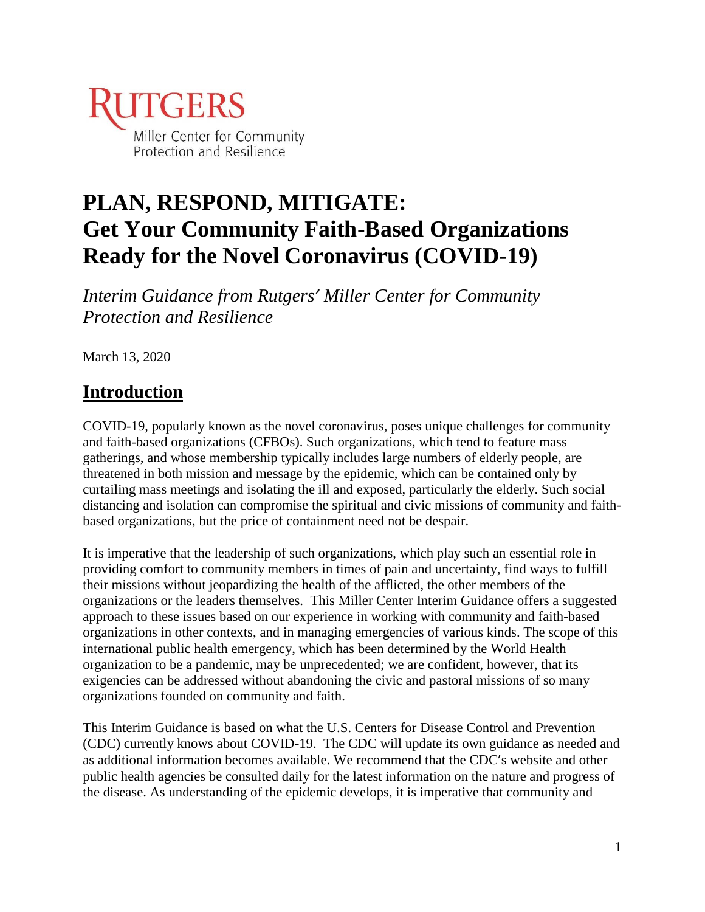RUTGERS
Miller Center for Community Protection and Resilience

# PLAN, RESPOND, MITIGATE: Get Your Community Faith-Based Organizations Ready for the Novel Coronavirus (COVID-19)

*Interim Guidance from Rutgers' Miller Center for Community Protection and Resilience*

March 13, 2020

## Introduction

COVID-19, popularly known as the novel coronavirus, poses unique challenges for community and faith-based organizations (CFBOs). Such organizations, which tend to feature mass gatherings, and whose membership typically includes large numbers of elderly people, are threatened in both mission and message by the epidemic, which can be contained only by curtailing mass meetings and isolating the ill and exposed, particularly the elderly. Such social distancing and isolation can compromise the spiritual and civic missions of community and faith-based organizations, but the price of containment need not be despair.

It is imperative that the leadership of such organizations, which play such an essential role in providing comfort to community members in times of pain and uncertainty, find ways to fulfill their missions without jeopardizing the health of the afflicted, the other members of the organizations or the leaders themselves. This Miller Center Interim Guidance offers a suggested approach to these issues based on our experience in working with community and faith-based organizations in other contexts, and in managing emergencies of various kinds. The scope of this international public health emergency, which has been determined by the World Health organization to be a pandemic, may be unprecedented; we are confident, however, that its exigencies can be addressed without abandoning the civic and pastoral missions of so many organizations founded on community and faith.

This Interim Guidance is based on what the U.S. Centers for Disease Control and Prevention (CDC) currently knows about COVID-19. The CDC will update its own guidance as needed and as additional information becomes available. We recommend that the CDC's website and other public health agencies be consulted daily for the latest information on the nature and progress of the disease. As understanding of the epidemic develops, it is imperative that community and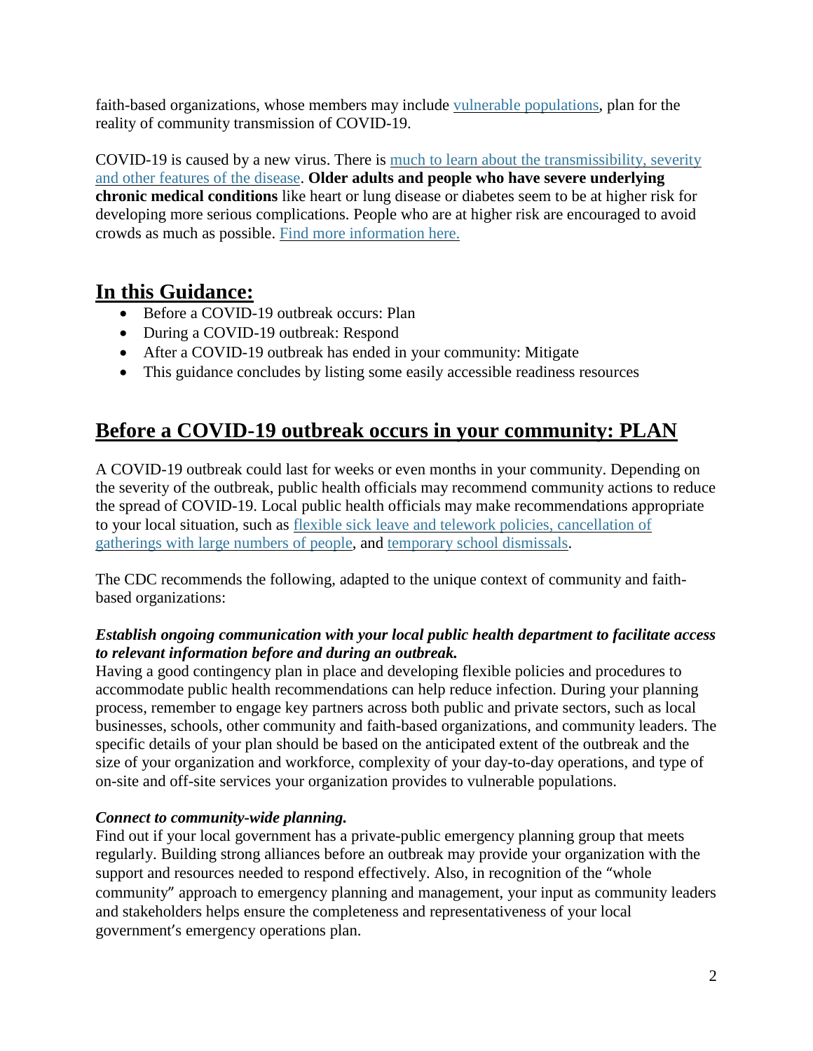faith-based organizations, whose members may include vulnerable populations, plan for the reality of community transmission of COVID-19.

COVID-19 is caused by a new virus. There is much to learn about the transmissibility, severity and other features of the disease. **Older adults and people who have severe underlying chronic medical conditions** like heart or lung disease or diabetes seem to be at higher risk for developing more serious complications. People who are at higher risk are encouraged to avoid crowds as much as possible. Find more information here.

## In this Guidance:

- Before a COVID-19 outbreak occurs: Plan
- During a COVID-19 outbreak: Respond
- After a COVID-19 outbreak has ended in your community: Mitigate
- This guidance concludes by listing some easily accessible readiness resources

## Before a COVID-19 outbreak occurs in your community: PLAN

A COVID-19 outbreak could last for weeks or even months in your community. Depending on the severity of the outbreak, public health officials may recommend community actions to reduce the spread of COVID-19. Local public health officials may make recommendations appropriate to your local situation, such as flexible sick leave and telework policies, cancellation of gatherings with large numbers of people, and temporary school dismissals.

The CDC recommends the following, adapted to the unique context of community and faith-based organizations:

***Establish ongoing communication with your local public health department to facilitate access to relevant information before and during an outbreak.***

Having a good contingency plan in place and developing flexible policies and procedures to accommodate public health recommendations can help reduce infection. During your planning process, remember to engage key partners across both public and private sectors, such as local businesses, schools, other community and faith-based organizations, and community leaders. The specific details of your plan should be based on the anticipated extent of the outbreak and the size of your organization and workforce, complexity of your day-to-day operations, and type of on-site and off-site services your organization provides to vulnerable populations.

***Connect to community-wide planning.***

Find out if your local government has a private-public emergency planning group that meets regularly. Building strong alliances before an outbreak may provide your organization with the support and resources needed to respond effectively. Also, in recognition of the "whole community" approach to emergency planning and management, your input as community leaders and stakeholders helps ensure the completeness and representativeness of your local government's emergency operations plan.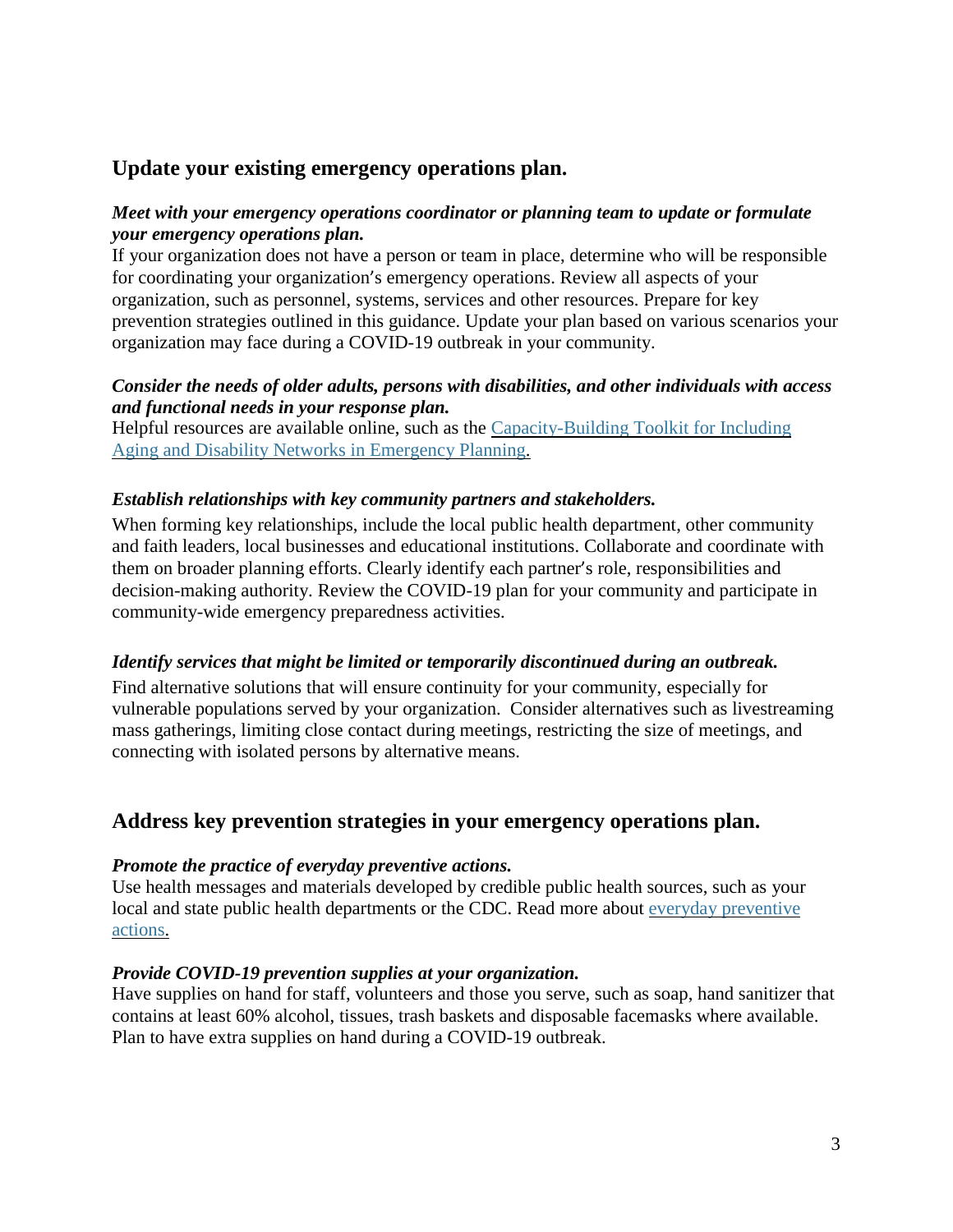## Update your existing emergency operations plan.

***Meet with your emergency operations coordinator or planning team to update or formulate your emergency operations plan.***

If your organization does not have a person or team in place, determine who will be responsible for coordinating your organization's emergency operations. Review all aspects of your organization, such as personnel, systems, services and other resources. Prepare for key prevention strategies outlined in this guidance. Update your plan based on various scenarios your organization may face during a COVID-19 outbreak in your community.

***Consider the needs of older adults, persons with disabilities, and other individuals with access and functional needs in your response plan.***

Helpful resources are available online, such as the Capacity-Building Toolkit for Including Aging and Disability Networks in Emergency Planning.

***Establish relationships with key community partners and stakeholders.***

When forming key relationships, include the local public health department, other community and faith leaders, local businesses and educational institutions. Collaborate and coordinate with them on broader planning efforts. Clearly identify each partner's role, responsibilities and decision-making authority. Review the COVID-19 plan for your community and participate in community-wide emergency preparedness activities.

***Identify services that might be limited or temporarily discontinued during an outbreak.***

Find alternative solutions that will ensure continuity for your community, especially for vulnerable populations served by your organization. Consider alternatives such as livestreaming mass gatherings, limiting close contact during meetings, restricting the size of meetings, and connecting with isolated persons by alternative means.

## Address key prevention strategies in your emergency operations plan.

***Promote the practice of everyday preventive actions.***

Use health messages and materials developed by credible public health sources, such as your local and state public health departments or the CDC. Read more about everyday preventive actions.

***Provide COVID-19 prevention supplies at your organization.***

Have supplies on hand for staff, volunteers and those you serve, such as soap, hand sanitizer that contains at least 60% alcohol, tissues, trash baskets and disposable facemasks where available. Plan to have extra supplies on hand during a COVID-19 outbreak.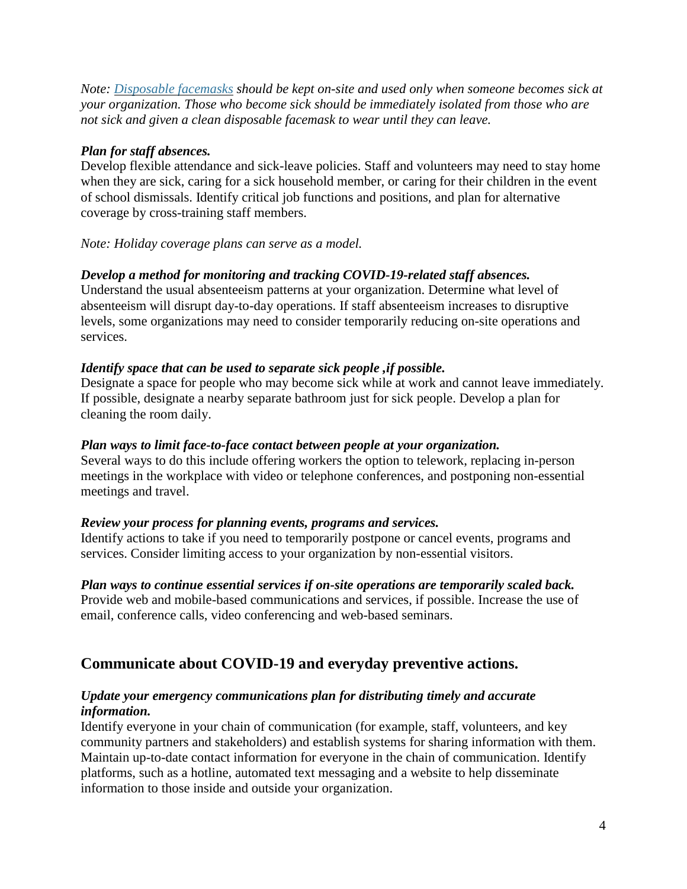*Note: [Disposable facemasks] should be kept on-site and used only when someone becomes sick at your organization. Those who become sick should be immediately isolated from those who are not sick and given a clean disposable facemask to wear until they can leave.*

***Plan for staff absences.***
Develop flexible attendance and sick-leave policies. Staff and volunteers may need to stay home when they are sick, caring for a sick household member, or caring for their children in the event of school dismissals. Identify critical job functions and positions, and plan for alternative coverage by cross-training staff members.

*Note: Holiday coverage plans can serve as a model.*

***Develop a method for monitoring and tracking COVID-19-related staff absences.***
Understand the usual absenteeism patterns at your organization. Determine what level of absenteeism will disrupt day-to-day operations. If staff absenteeism increases to disruptive levels, some organizations may need to consider temporarily reducing on-site operations and services.

***Identify space that can be used to separate sick people ,if possible.***
Designate a space for people who may become sick while at work and cannot leave immediately. If possible, designate a nearby separate bathroom just for sick people. Develop a plan for cleaning the room daily.

***Plan ways to limit face-to-face contact between people at your organization.***
Several ways to do this include offering workers the option to telework, replacing in-person meetings in the workplace with video or telephone conferences, and postponing non-essential meetings and travel.

***Review your process for planning events, programs and services.***
Identify actions to take if you need to temporarily postpone or cancel events, programs and services. Consider limiting access to your organization by non-essential visitors.

***Plan ways to continue essential services if on-site operations are temporarily scaled back.***
Provide web and mobile-based communications and services, if possible. Increase the use of email, conference calls, video conferencing and web-based seminars.

## Communicate about COVID-19 and everyday preventive actions.

***Update your emergency communications plan for distributing timely and accurate information.***
Identify everyone in your chain of communication (for example, staff, volunteers, and key community partners and stakeholders) and establish systems for sharing information with them. Maintain up-to-date contact information for everyone in the chain of communication. Identify platforms, such as a hotline, automated text messaging and a website to help disseminate information to those inside and outside your organization.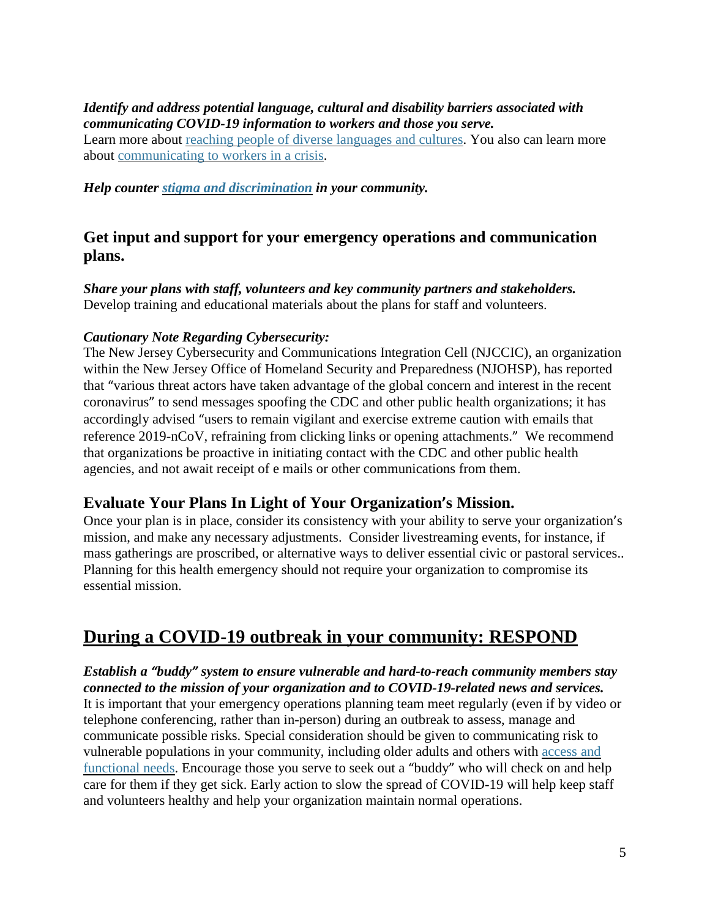***Identify and address potential language, cultural and disability barriers associated with communicating COVID-19 information to workers and those you serve.***
Learn more about reaching people of diverse languages and cultures. You also can learn more about communicating to workers in a crisis.

***Help counter stigma and discrimination in your community.***

## Get input and support for your emergency operations and communication plans.

***Share your plans with staff, volunteers and key community partners and stakeholders.***
Develop training and educational materials about the plans for staff and volunteers.

***Cautionary Note Regarding Cybersecurity:***
The New Jersey Cybersecurity and Communications Integration Cell (NJCCIC), an organization within the New Jersey Office of Homeland Security and Preparedness (NJOHSP), has reported that "various threat actors have taken advantage of the global concern and interest in the recent coronavirus" to send messages spoofing the CDC and other public health organizations; it has accordingly advised "users to remain vigilant and exercise extreme caution with emails that reference 2019-nCoV, refraining from clicking links or opening attachments." We recommend that organizations be proactive in initiating contact with the CDC and other public health agencies, and not await receipt of e mails or other communications from them.

## Evaluate Your Plans In Light of Your Organization's Mission.

Once your plan is in place, consider its consistency with your ability to serve your organization's mission, and make any necessary adjustments. Consider livestreaming events, for instance, if mass gatherings are proscribed, or alternative ways to deliver essential civic or pastoral services.. Planning for this health emergency should not require your organization to compromise its essential mission.

# During a COVID-19 outbreak in your community: RESPOND

***Establish a "buddy" system to ensure vulnerable and hard-to-reach community members stay connected to the mission of your organization and to COVID-19-related news and services.***
It is important that your emergency operations planning team meet regularly (even if by video or telephone conferencing, rather than in-person) during an outbreak to assess, manage and communicate possible risks. Special consideration should be given to communicating risk to vulnerable populations in your community, including older adults and others with access and functional needs. Encourage those you serve to seek out a "buddy" who will check on and help care for them if they get sick. Early action to slow the spread of COVID-19 will help keep staff and volunteers healthy and help your organization maintain normal operations.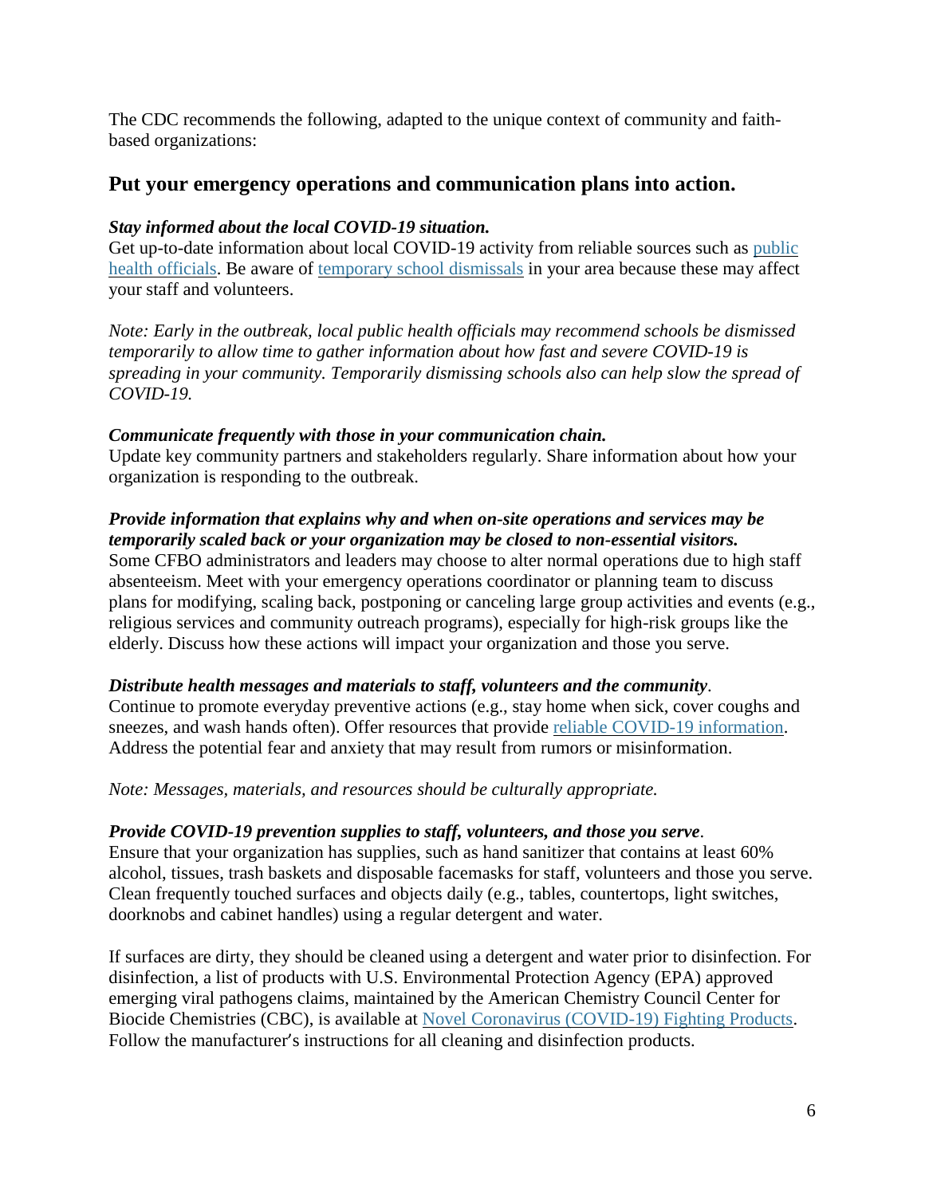The CDC recommends the following, adapted to the unique context of community and faith-based organizations:

## Put your emergency operations and communication plans into action.

***Stay informed about the local COVID-19 situation.***
Get up-to-date information about local COVID-19 activity from reliable sources such as public health officials. Be aware of temporary school dismissals in your area because these may affect your staff and volunteers.

*Note: Early in the outbreak, local public health officials may recommend schools be dismissed temporarily to allow time to gather information about how fast and severe COVID-19 is spreading in your community. Temporarily dismissing schools also can help slow the spread of COVID-19.*

***Communicate frequently with those in your communication chain.***
Update key community partners and stakeholders regularly. Share information about how your organization is responding to the outbreak.

***Provide information that explains why and when on-site operations and services may be temporarily scaled back or your organization may be closed to non-essential visitors.***
Some CFBO administrators and leaders may choose to alter normal operations due to high staff absenteeism. Meet with your emergency operations coordinator or planning team to discuss plans for modifying, scaling back, postponing or canceling large group activities and events (e.g., religious services and community outreach programs), especially for high-risk groups like the elderly. Discuss how these actions will impact your organization and those you serve.

***Distribute health messages and materials to staff, volunteers and the community.***
Continue to promote everyday preventive actions (e.g., stay home when sick, cover coughs and sneezes, and wash hands often). Offer resources that provide reliable COVID-19 information. Address the potential fear and anxiety that may result from rumors or misinformation.

*Note: Messages, materials, and resources should be culturally appropriate.*

***Provide COVID-19 prevention supplies to staff, volunteers, and those you serve.***
Ensure that your organization has supplies, such as hand sanitizer that contains at least 60% alcohol, tissues, trash baskets and disposable facemasks for staff, volunteers and those you serve. Clean frequently touched surfaces and objects daily (e.g., tables, countertops, light switches, doorknobs and cabinet handles) using a regular detergent and water.

If surfaces are dirty, they should be cleaned using a detergent and water prior to disinfection. For disinfection, a list of products with U.S. Environmental Protection Agency (EPA) approved emerging viral pathogens claims, maintained by the American Chemistry Council Center for Biocide Chemistries (CBC), is available at Novel Coronavirus (COVID-19) Fighting Products. Follow the manufacturer's instructions for all cleaning and disinfection products.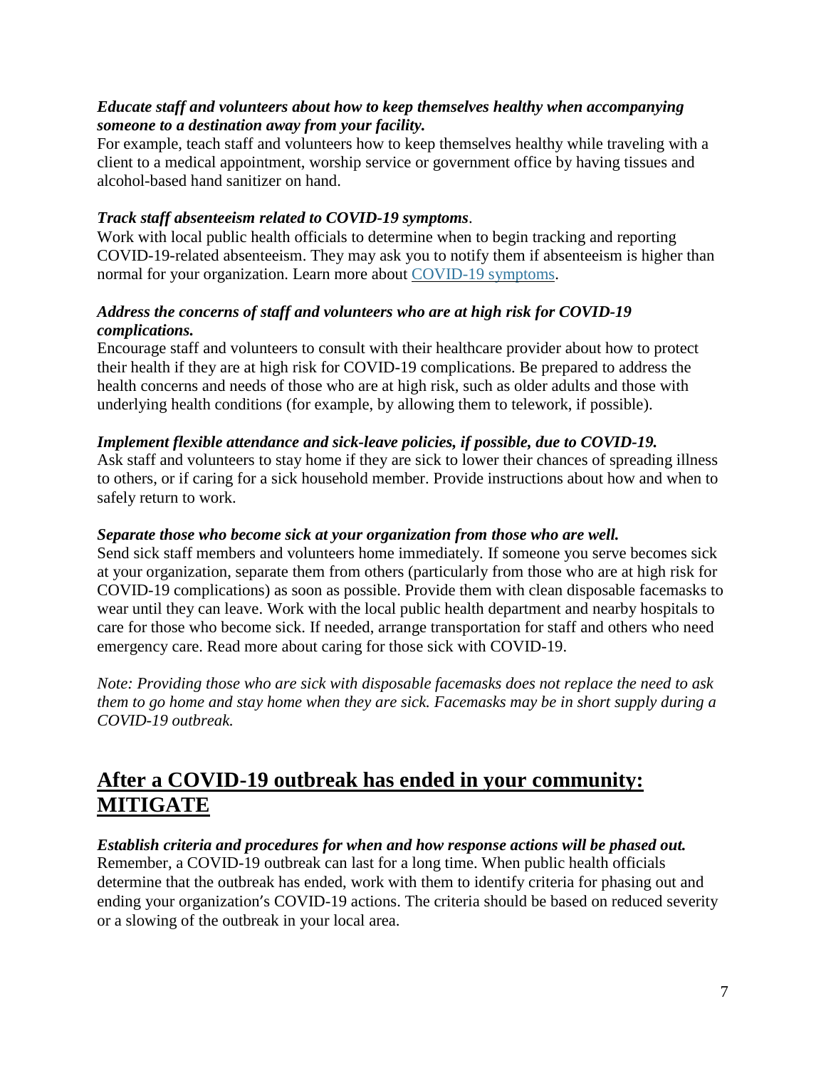***Educate staff and volunteers about how to keep themselves healthy when accompanying someone to a destination away from your facility.***

For example, teach staff and volunteers how to keep themselves healthy while traveling with a client to a medical appointment, worship service or government office by having tissues and alcohol-based hand sanitizer on hand.

***Track staff absenteeism related to COVID-19 symptoms***.

Work with local public health officials to determine when to begin tracking and reporting COVID-19-related absenteeism. They may ask you to notify them if absenteeism is higher than normal for your organization. Learn more about COVID-19 symptoms.

***Address the concerns of staff and volunteers who are at high risk for COVID-19 complications.***

Encourage staff and volunteers to consult with their healthcare provider about how to protect their health if they are at high risk for COVID-19 complications. Be prepared to address the health concerns and needs of those who are at high risk, such as older adults and those with underlying health conditions (for example, by allowing them to telework, if possible).

***Implement flexible attendance and sick-leave policies, if possible, due to COVID-19.***

Ask staff and volunteers to stay home if they are sick to lower their chances of spreading illness to others, or if caring for a sick household member. Provide instructions about how and when to safely return to work.

***Separate those who become sick at your organization from those who are well.***

Send sick staff members and volunteers home immediately. If someone you serve becomes sick at your organization, separate them from others (particularly from those who are at high risk for COVID-19 complications) as soon as possible. Provide them with clean disposable facemasks to wear until they can leave. Work with the local public health department and nearby hospitals to care for those who become sick. If needed, arrange transportation for staff and others who need emergency care. Read more about caring for those sick with COVID-19.

*Note: Providing those who are sick with disposable facemasks does not replace the need to ask them to go home and stay home when they are sick. Facemasks may be in short supply during a COVID-19 outbreak.*

## After a COVID-19 outbreak has ended in your community: MITIGATE

***Establish criteria and procedures for when and how response actions will be phased out.***

Remember, a COVID-19 outbreak can last for a long time. When public health officials determine that the outbreak has ended, work with them to identify criteria for phasing out and ending your organization's COVID-19 actions. The criteria should be based on reduced severity or a slowing of the outbreak in your local area.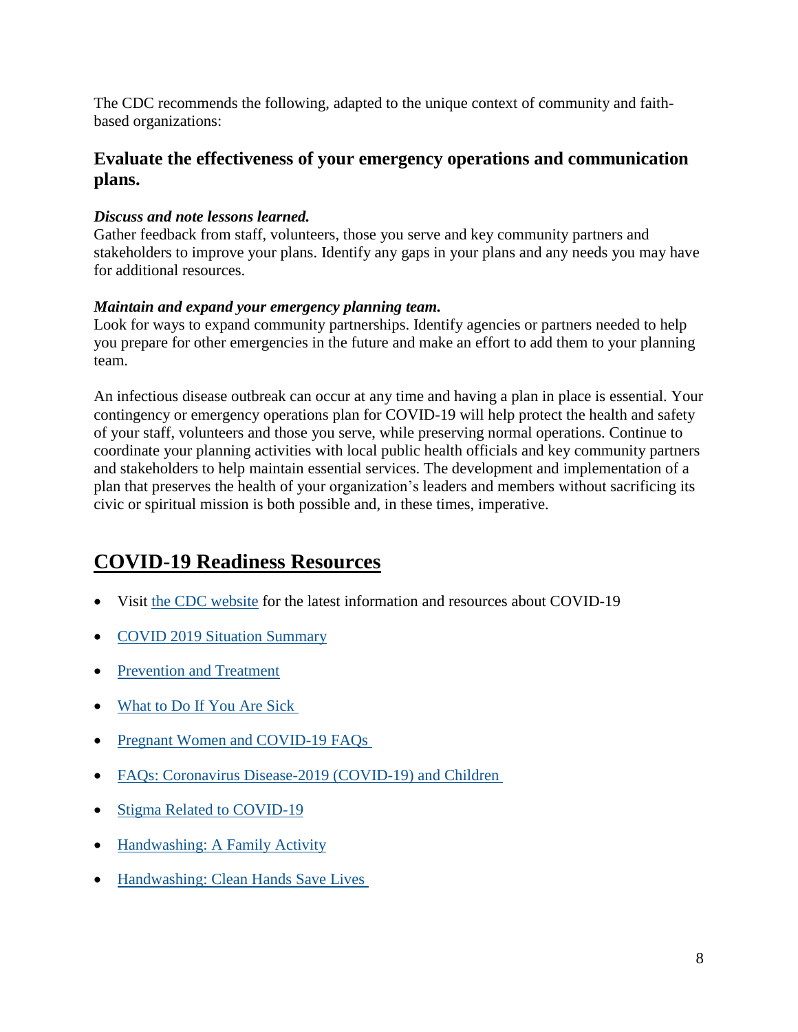The CDC recommends the following, adapted to the unique context of community and faith-based organizations:

## Evaluate the effectiveness of your emergency operations and communication plans.

***Discuss and note lessons learned.***
Gather feedback from staff, volunteers, those you serve and key community partners and stakeholders to improve your plans. Identify any gaps in your plans and any needs you may have for additional resources.

***Maintain and expand your emergency planning team.***
Look for ways to expand community partnerships. Identify agencies or partners needed to help you prepare for other emergencies in the future and make an effort to add them to your planning team.

An infectious disease outbreak can occur at any time and having a plan in place is essential. Your contingency or emergency operations plan for COVID-19 will help protect the health and safety of your staff, volunteers and those you serve, while preserving normal operations. Continue to coordinate your planning activities with local public health officials and key community partners and stakeholders to help maintain essential services. The development and implementation of a plan that preserves the health of your organization's leaders and members without sacrificing its civic or spiritual mission is both possible and, in these times, imperative.

# COVID-19 Readiness Resources

- Visit the CDC website for the latest information and resources about COVID-19
- COVID 2019 Situation Summary
- Prevention and Treatment
- What to Do If You Are Sick
- Pregnant Women and COVID-19 FAQs
- FAQs: Coronavirus Disease-2019 (COVID-19) and Children
- Stigma Related to COVID-19
- Handwashing: A Family Activity
- Handwashing: Clean Hands Save Lives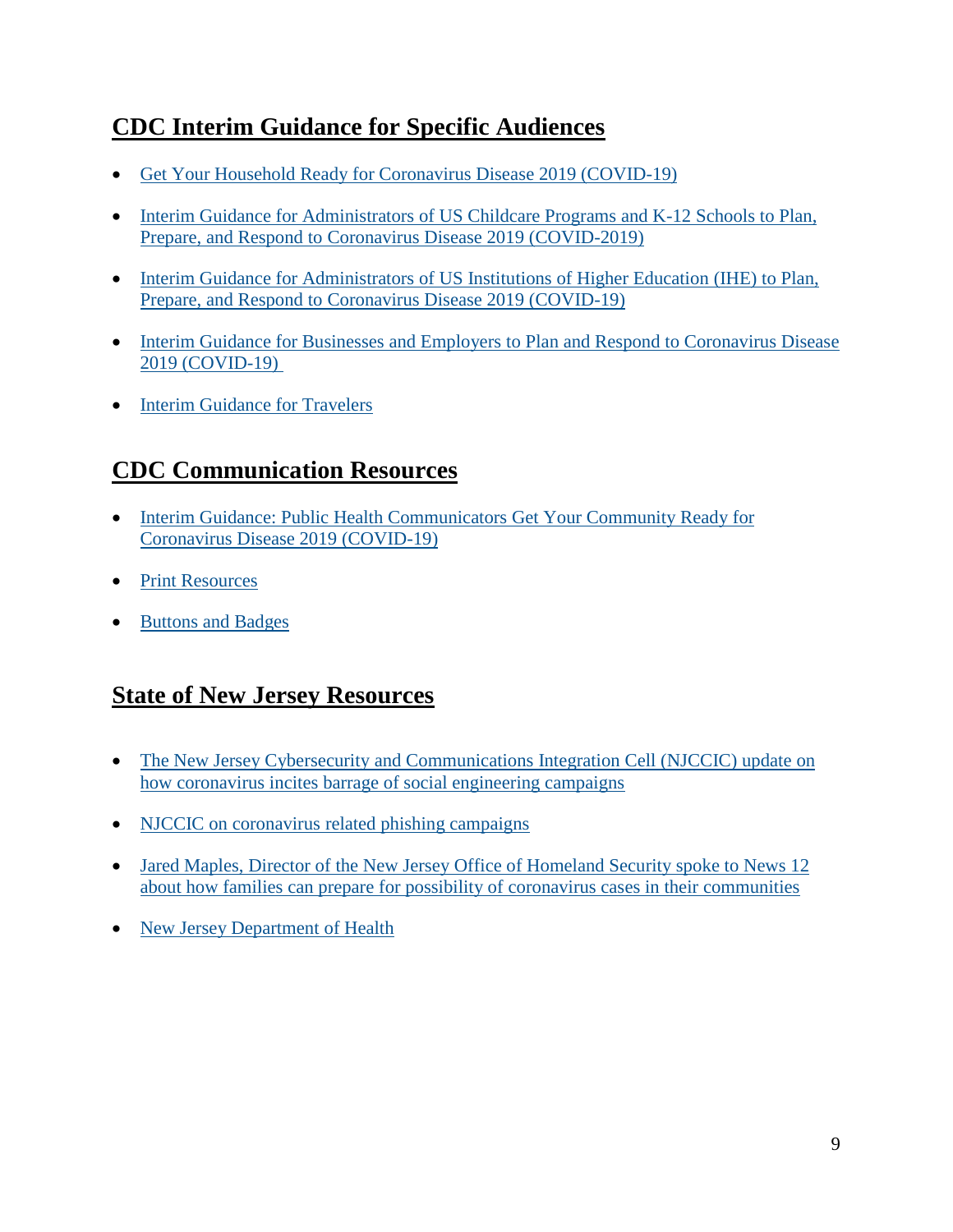## CDC Interim Guidance for Specific Audiences

- Get Your Household Ready for Coronavirus Disease 2019 (COVID-19)
- Interim Guidance for Administrators of US Childcare Programs and K-12 Schools to Plan, Prepare, and Respond to Coronavirus Disease 2019 (COVID-2019)
- Interim Guidance for Administrators of US Institutions of Higher Education (IHE) to Plan, Prepare, and Respond to Coronavirus Disease 2019 (COVID-19)
- Interim Guidance for Businesses and Employers to Plan and Respond to Coronavirus Disease 2019 (COVID-19)
- Interim Guidance for Travelers

## CDC Communication Resources

- Interim Guidance: Public Health Communicators Get Your Community Ready for Coronavirus Disease 2019 (COVID-19)
- Print Resources
- Buttons and Badges

## State of New Jersey Resources

- The New Jersey Cybersecurity and Communications Integration Cell (NJCCIC) update on how coronavirus incites barrage of social engineering campaigns
- NJCCIC on coronavirus related phishing campaigns
- Jared Maples, Director of the New Jersey Office of Homeland Security spoke to News 12 about how families can prepare for possibility of coronavirus cases in their communities
- New Jersey Department of Health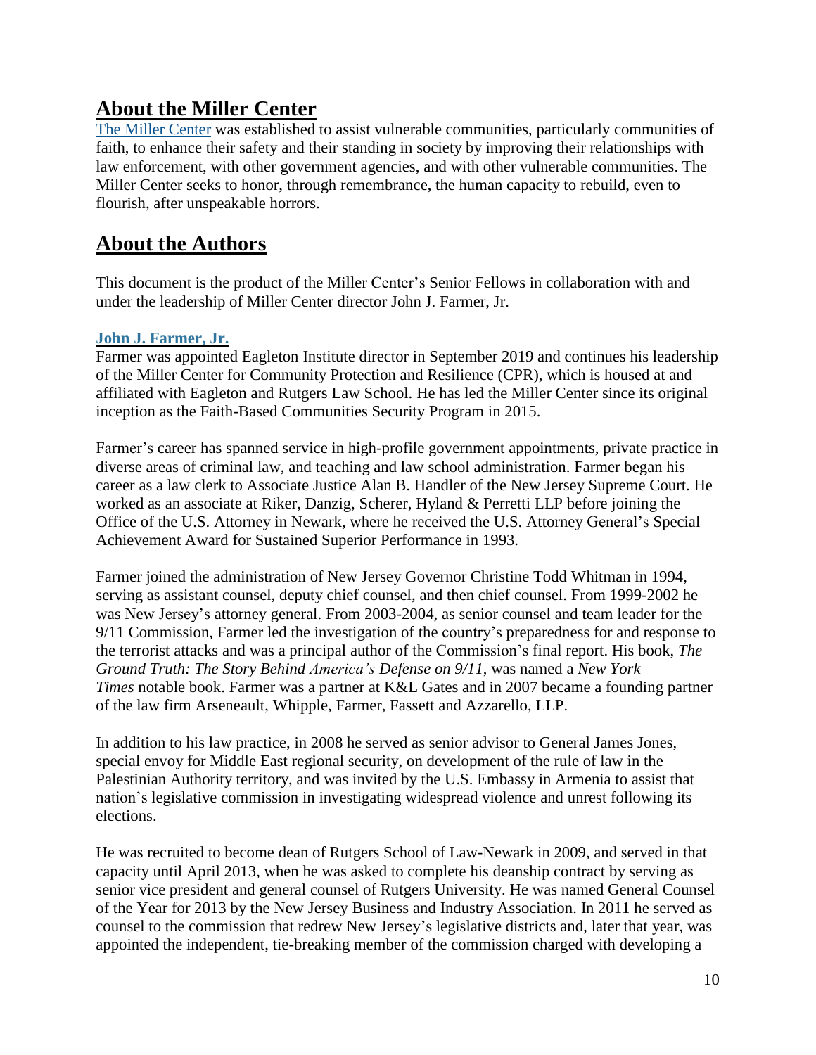## About the Miller Center

[The Miller Center](#) was established to assist vulnerable communities, particularly communities of faith, to enhance their safety and their standing in society by improving their relationships with law enforcement, with other government agencies, and with other vulnerable communities. The Miller Center seeks to honor, through remembrance, the human capacity to rebuild, even to flourish, after unspeakable horrors.

## About the Authors

This document is the product of the Miller Center's Senior Fellows in collaboration with and under the leadership of Miller Center director John J. Farmer, Jr.

### John J. Farmer, Jr.

Farmer was appointed Eagleton Institute director in September 2019 and continues his leadership of the Miller Center for Community Protection and Resilience (CPR), which is housed at and affiliated with Eagleton and Rutgers Law School. He has led the Miller Center since its original inception as the Faith-Based Communities Security Program in 2015.

Farmer's career has spanned service in high-profile government appointments, private practice in diverse areas of criminal law, and teaching and law school administration. Farmer began his career as a law clerk to Associate Justice Alan B. Handler of the New Jersey Supreme Court. He worked as an associate at Riker, Danzig, Scherer, Hyland & Perretti LLP before joining the Office of the U.S. Attorney in Newark, where he received the U.S. Attorney General's Special Achievement Award for Sustained Superior Performance in 1993.

Farmer joined the administration of New Jersey Governor Christine Todd Whitman in 1994, serving as assistant counsel, deputy chief counsel, and then chief counsel. From 1999-2002 he was New Jersey's attorney general. From 2003-2004, as senior counsel and team leader for the 9/11 Commission, Farmer led the investigation of the country's preparedness for and response to the terrorist attacks and was a principal author of the Commission's final report. His book, *The Ground Truth: The Story Behind America's Defense on 9/11*, was named a *New York Times* notable book. Farmer was a partner at K&L Gates and in 2007 became a founding partner of the law firm Arseneault, Whipple, Farmer, Fassett and Azzarello, LLP.

In addition to his law practice, in 2008 he served as senior advisor to General James Jones, special envoy for Middle East regional security, on development of the rule of law in the Palestinian Authority territory, and was invited by the U.S. Embassy in Armenia to assist that nation's legislative commission in investigating widespread violence and unrest following its elections.

He was recruited to become dean of Rutgers School of Law-Newark in 2009, and served in that capacity until April 2013, when he was asked to complete his deanship contract by serving as senior vice president and general counsel of Rutgers University. He was named General Counsel of the Year for 2013 by the New Jersey Business and Industry Association. In 2011 he served as counsel to the commission that redrew New Jersey's legislative districts and, later that year, was appointed the independent, tie-breaking member of the commission charged with developing a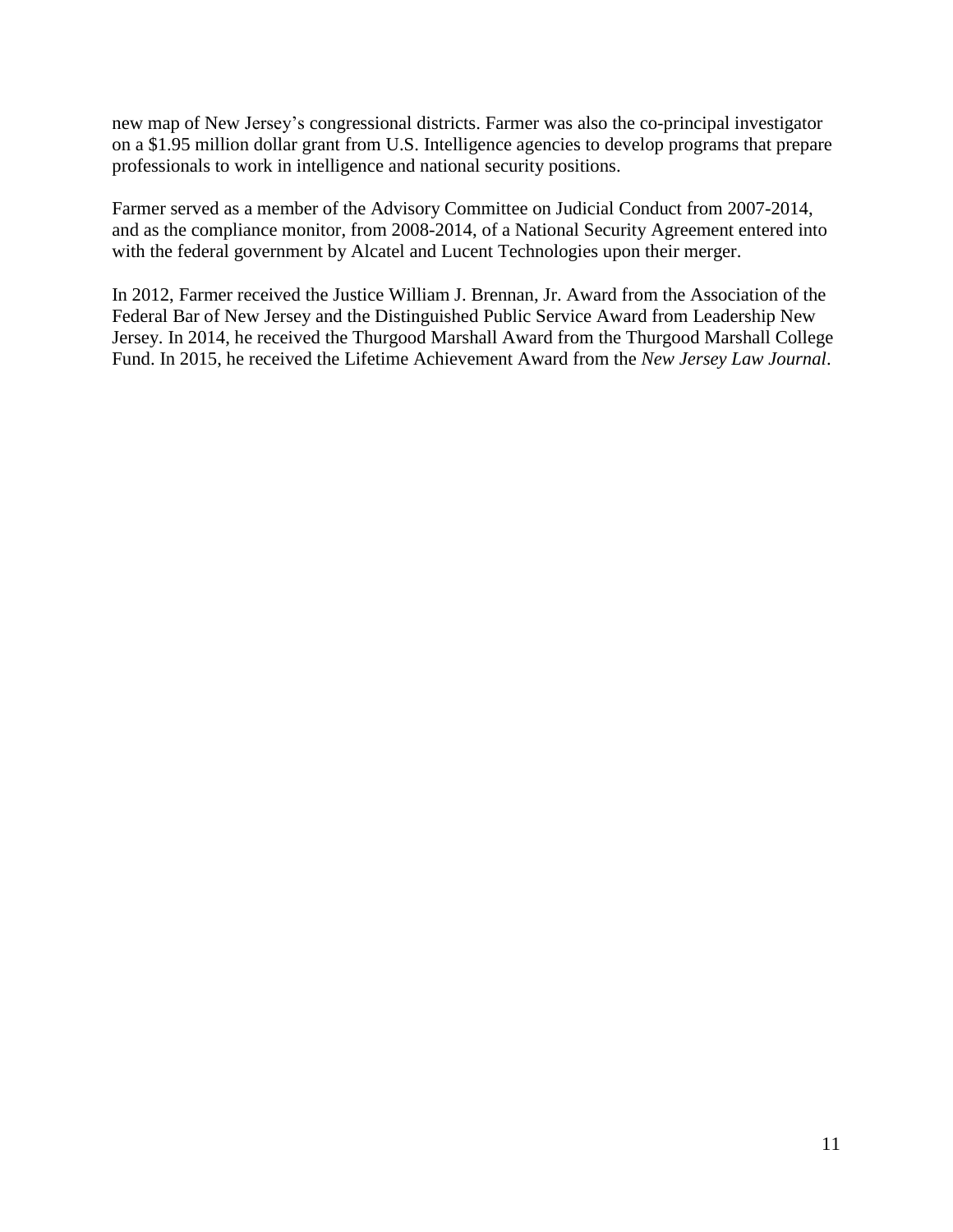new map of New Jersey's congressional districts. Farmer was also the co-principal investigator on a $1.95 million dollar grant from U.S. Intelligence agencies to develop programs that prepare professionals to work in intelligence and national security positions.

Farmer served as a member of the Advisory Committee on Judicial Conduct from 2007-2014, and as the compliance monitor, from 2008-2014, of a National Security Agreement entered into with the federal government by Alcatel and Lucent Technologies upon their merger.

In 2012, Farmer received the Justice William J. Brennan, Jr. Award from the Association of the Federal Bar of New Jersey and the Distinguished Public Service Award from Leadership New Jersey. In 2014, he received the Thurgood Marshall Award from the Thurgood Marshall College Fund. In 2015, he received the Lifetime Achievement Award from the *New Jersey Law Journal*.